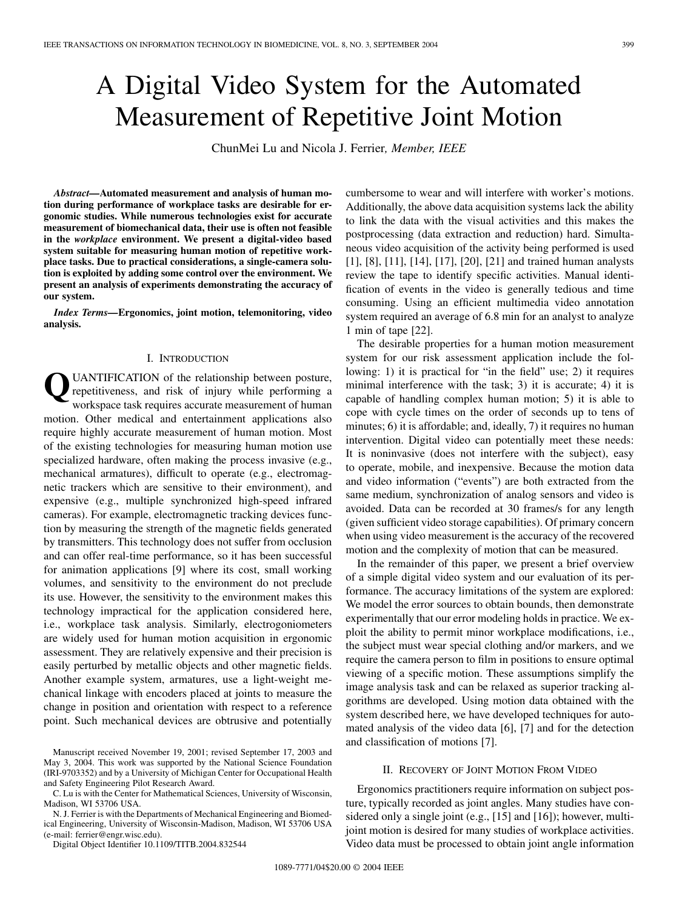# A Digital Video System for the Automated Measurement of Repetitive Joint Motion

ChunMei Lu and Nicola J. Ferrier, *Member, IEEE*

***Abstract*—Automated measurement and analysis of human motion during performance of workplace tasks are desirable for ergonomic studies. While numerous technologies exist for accurate measurement of biomechanical data, their use is often not feasible in the *workplace* environment. We present a digital-video based system suitable for measuring human motion of repetitive workplace tasks. Due to practical considerations, a single-camera solution is exploited by adding some control over the environment. We present an analysis of experiments demonstrating the accuracy of our system.**

***Index Terms*—Ergonomics, joint motion, telemonitoring, video analysis.**

## I. Introduction

QUANTIFICATION of the relationship between posture, repetitiveness, and risk of injury while performing a workspace task requires accurate measurement of human motion. Other medical and entertainment applications also require highly accurate measurement of human motion. Most of the existing technologies for measuring human motion use specialized hardware, often making the process invasive (e.g., mechanical armatures), difficult to operate (e.g., electromagnetic trackers which are sensitive to their environment), and expensive (e.g., multiple synchronized high-speed infrared cameras). For example, electromagnetic tracking devices function by measuring the strength of the magnetic fields generated by transmitters. This technology does not suffer from occlusion and can offer real-time performance, so it has been successful for animation applications [9] where its cost, small working volumes, and sensitivity to the environment do not preclude its use. However, the sensitivity to the environment makes this technology impractical for the application considered here, i.e., workplace task analysis. Similarly, electrogoniometers are widely used for human motion acquisition in ergonomic assessment. They are relatively expensive and their precision is easily perturbed by metallic objects and other magnetic fields. Another example system, armatures, use a light-weight mechanical linkage with encoders placed at joints to measure the change in position and orientation with respect to a reference point. Such mechanical devices are obtrusive and potentially cumbersome to wear and will interfere with worker's motions. Additionally, the above data acquisition systems lack the ability to link the data with the visual activities and this makes the postprocessing (data extraction and reduction) hard. Simultaneous video acquisition of the activity being performed is used [1], [8], [11], [14], [17], [20], [21] and trained human analysts review the tape to identify specific activities. Manual identification of events in the video is generally tedious and time consuming. Using an efficient multimedia video annotation system required an average of 6.8 min for an analyst to analyze 1 min of tape [22].

The desirable properties for a human motion measurement system for our risk assessment application include the following: 1) it is practical for "in the field" use; 2) it requires minimal interference with the task; 3) it is accurate; 4) it is capable of handling complex human motion; 5) it is able to cope with cycle times on the order of seconds up to tens of minutes; 6) it is affordable; and, ideally, 7) it requires no human intervention. Digital video can potentially meet these needs: It is noninvasive (does not interfere with the subject), easy to operate, mobile, and inexpensive. Because the motion data and video information ("events") are both extracted from the same medium, synchronization of analog sensors and video is avoided. Data can be recorded at 30 frames/s for any length (given sufficient video storage capabilities). Of primary concern when using video measurement is the accuracy of the recovered motion and the complexity of motion that can be measured.

In the remainder of this paper, we present a brief overview of a simple digital video system and our evaluation of its performance. The accuracy limitations of the system are explored: We model the error sources to obtain bounds, then demonstrate experimentally that our error modeling holds in practice. We exploit the ability to permit minor workplace modifications, i.e., the subject must wear special clothing and/or markers, and we require the camera person to film in positions to ensure optimal viewing of a specific motion. These assumptions simplify the image analysis task and can be relaxed as superior tracking algorithms are developed. Using motion data obtained with the system described here, we have developed techniques for automated analysis of the video data [6], [7] and for the detection and classification of motions [7].

## II. Recovery of Joint Motion From Video

Ergonomics practitioners require information on subject posture, typically recorded as joint angles. Many studies have considered only a single joint (e.g., [15] and [16]); however, multi-joint motion is desired for many studies of workplace activities. Video data must be processed to obtain joint angle information

---

Manuscript received November 19, 2001; revised September 17, 2003 and May 3, 2004. This work was supported by the National Science Foundation (IRI-9703352) and by a University of Michigan Center for Occupational Health and Safety Engineering Pilot Research Award.

C. Lu is with the Center for Mathematical Sciences, University of Wisconsin, Madison, WI 53706 USA.

N. J. Ferrier is with the Departments of Mechanical Engineering and Biomedical Engineering, University of Wisconsin-Madison, Madison, WI 53706 USA (e-mail: ferrier@engr.wisc.edu).

Digital Object Identifier 10.1109/TITB.2004.832544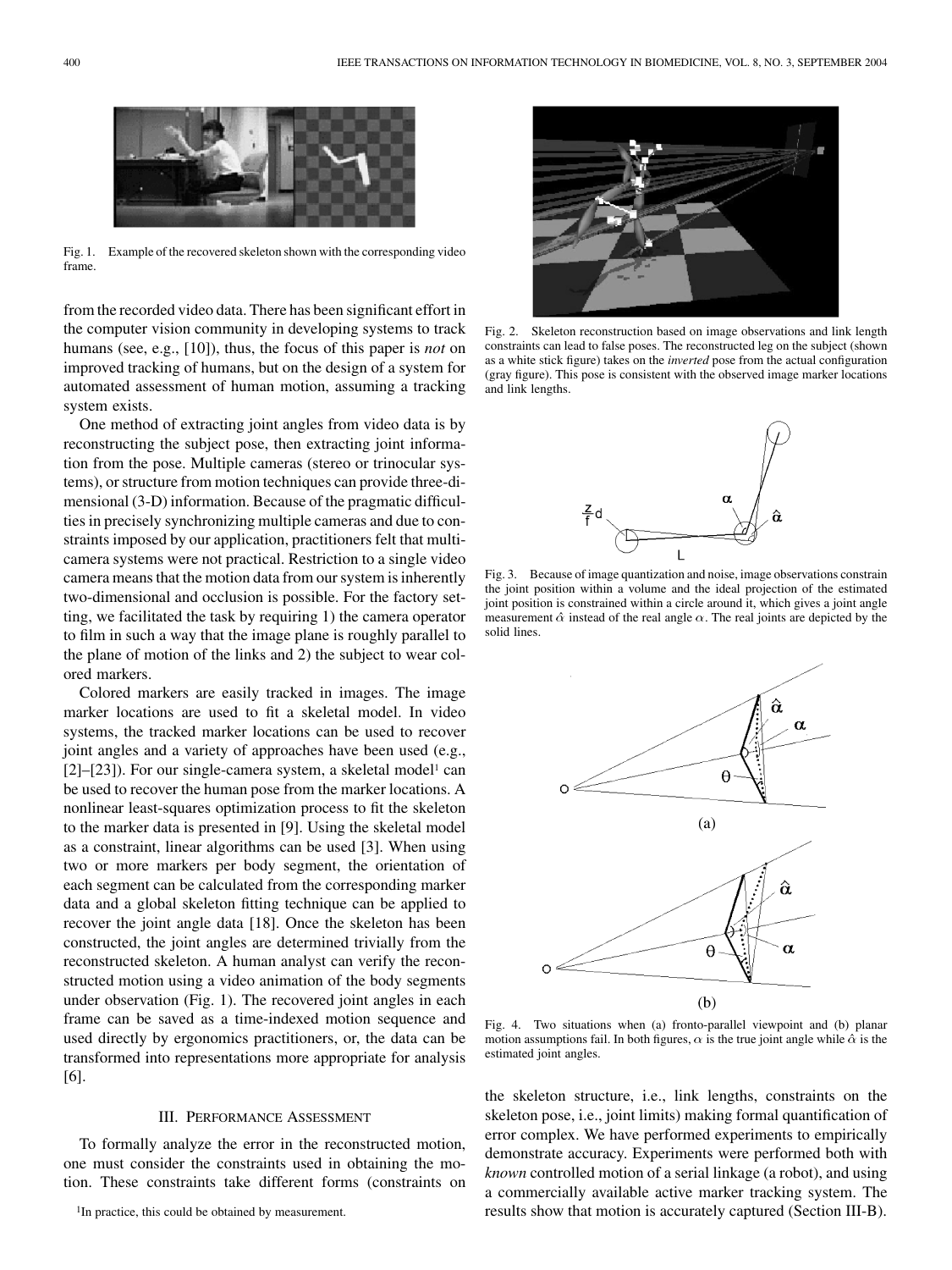Fig. 1. Example of the recovered skeleton shown with the corresponding video frame.

from the recorded video data. There has been significant effort in the computer vision community in developing systems to track humans (see, e.g., [10]), thus, the focus of this paper is *not* on improved tracking of humans, but on the design of a system for automated assessment of human motion, assuming a tracking system exists.

One method of extracting joint angles from video data is by reconstructing the subject pose, then extracting joint information from the pose. Multiple cameras (stereo or trinocular systems), or structure from motion techniques can provide three-dimensional (3-D) information. Because of the pragmatic difficulties in precisely synchronizing multiple cameras and due to constraints imposed by our application, practitioners felt that multi-camera systems were not practical. Restriction to a single video camera means that the motion data from our system is inherently two-dimensional and occlusion is possible. For the factory setting, we facilitated the task by requiring 1) the camera operator to film in such a way that the image plane is roughly parallel to the plane of motion of the links and 2) the subject to wear colored markers.

Colored markers are easily tracked in images. The image marker locations are used to fit a skeletal model. In video systems, the tracked marker locations can be used to recover joint angles and a variety of approaches have been used (e.g., [2]–[23]). For our single-camera system, a skeletal model[1] can be used to recover the human pose from the marker locations. A nonlinear least-squares optimization process to fit the skeleton to the marker data is presented in [9]. Using the skeletal model as a constraint, linear algorithms can be used [3]. When using two or more markers per body segment, the orientation of each segment can be calculated from the corresponding marker data and a global skeleton fitting technique can be applied to recover the joint angle data [18]. Once the skeleton has been constructed, the joint angles are determined trivially from the reconstructed skeleton. A human analyst can verify the reconstructed motion using a video animation of the body segments under observation (Fig. 1). The recovered joint angles in each frame can be saved as a time-indexed motion sequence and used directly by ergonomics practitioners, or, the data can be transformed into representations more appropriate for analysis [6].

## III. Performance Assessment

To formally analyze the error in the reconstructed motion, one must consider the constraints used in obtaining the motion. These constraints take different forms (constraints on the skeleton structure, i.e., link lengths, constraints on the skeleton pose, i.e., joint limits) making formal quantification of error complex. We have performed experiments to empirically demonstrate accuracy. Experiments were performed both with *known* controlled motion of a serial linkage (a robot), and using a commercially available active marker tracking system. The results show that motion is accurately captured (Section III-B).

[1] In practice, this could be obtained by measurement.

Fig. 2. Skeleton reconstruction based on image observations and link length constraints can lead to false poses. The reconstructed leg on the subject (shown as a white stick figure) takes on the *inverted* pose from the actual configuration (gray figure). This pose is consistent with the observed image marker locations and link lengths.

Fig. 3. Because of image quantization and noise, image observations constrain the joint position within a volume and the ideal projection of the estimated joint position is constrained within a circle around it, which gives a joint angle measurement $\hat{\alpha}$ instead of the real angle $\alpha$. The real joints are depicted by the solid lines.

Fig. 4. Two situations when (a) fronto-parallel viewpoint and (b) planar motion assumptions fail. In both figures, $\alpha$ is the true joint angle while $\hat{\alpha}$ is the estimated joint angles.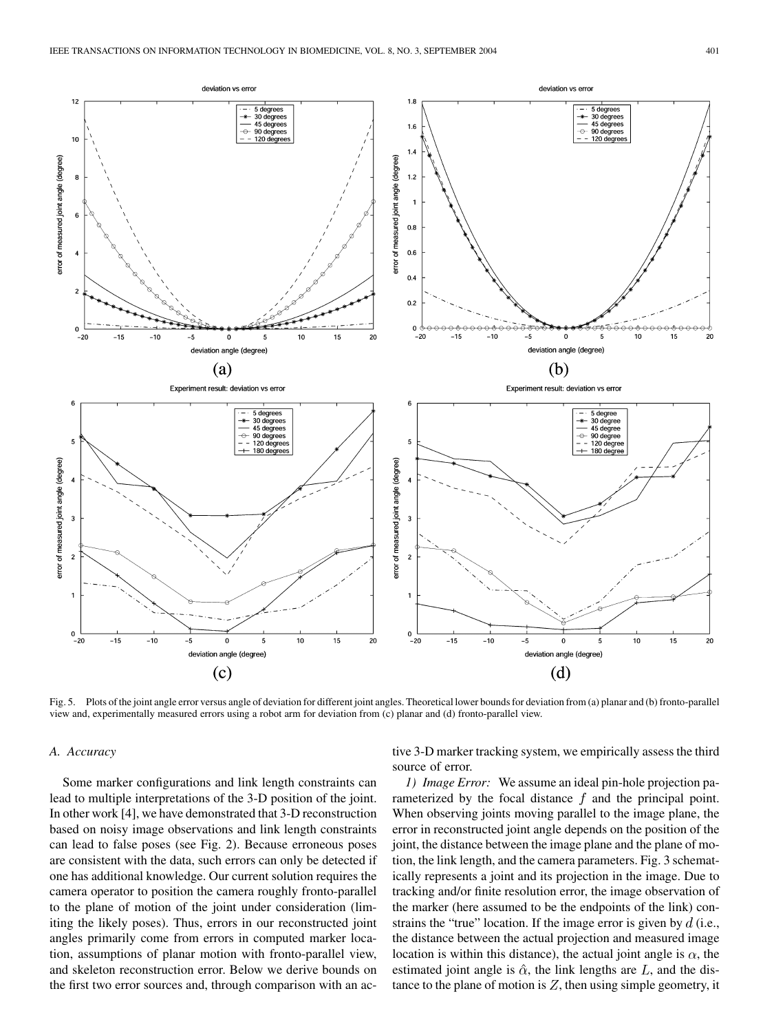Fig. 5. Plots of the joint angle error versus angle of deviation for different joint angles. Theoretical lower bounds for deviation from (a) planar and (b) fronto-parallel view and, experimentally measured errors using a robot arm for deviation from (c) planar and (d) fronto-parallel view.

### A. Accuracy

Some marker configurations and link length constraints can lead to multiple interpretations of the 3-D position of the joint. In other work [4], we have demonstrated that 3-D reconstruction based on noisy image observations and link length constraints can lead to false poses (see Fig. 2). Because erroneous poses are consistent with the data, such errors can only be detected if one has additional knowledge. Our current solution requires the camera operator to position the camera roughly fronto-parallel to the plane of motion of the joint under consideration (limiting the likely poses). Thus, errors in our reconstructed joint angles primarily come from errors in computed marker location, assumptions of planar motion with fronto-parallel view, and skeleton reconstruction error. Below we derive bounds on the first two error sources and, through comparison with an active 3-D marker tracking system, we empirically assess the third source of error.

*1) Image Error:* We assume an ideal pin-hole projection parameterized by the focal distance $f$ and the principal point. When observing joints moving parallel to the image plane, the error in reconstructed joint angle depends on the position of the joint, the distance between the image plane and the plane of motion, the link length, and the camera parameters. Fig. 3 schematically represents a joint and its projection in the image. Due to tracking and/or finite resolution error, the image observation of the marker (here assumed to be the endpoints of the link) constrains the "true" location. If the image error is given by $d$ (i.e., the distance between the actual projection and measured image location is within this distance), the actual joint angle is $\alpha$, the estimated joint angle is $\hat{\alpha}$, the link lengths are $L$, and the distance to the plane of motion is $Z$, then using simple geometry, it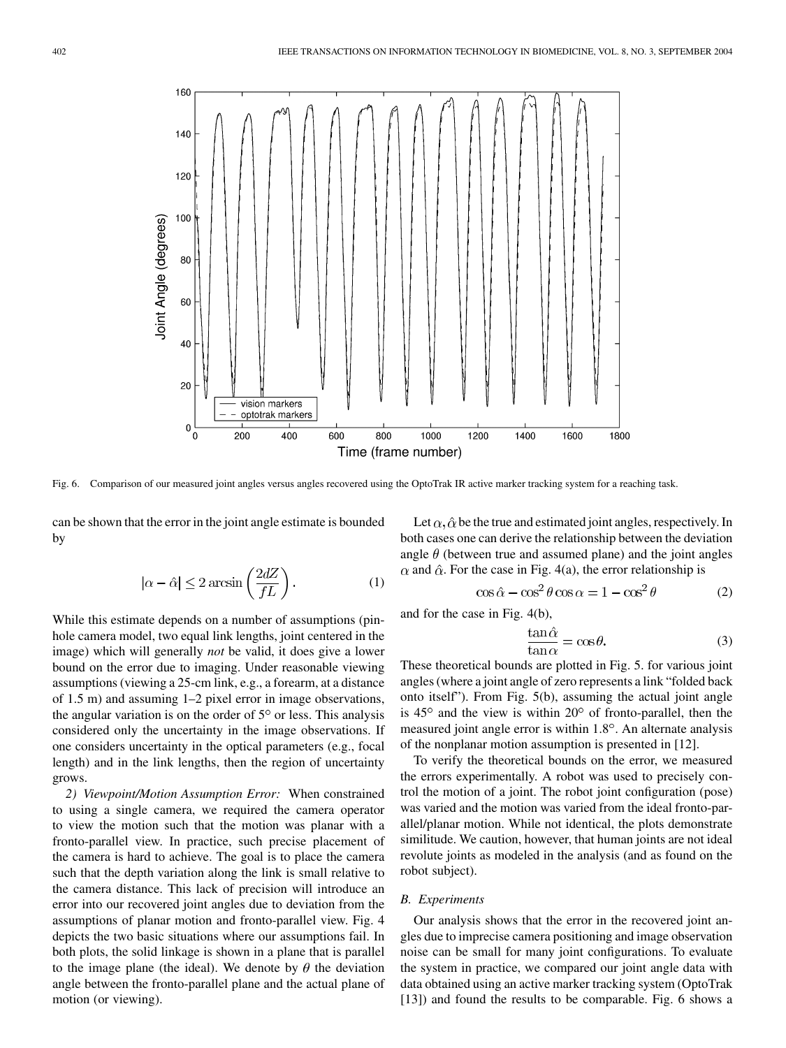Fig. 6. Comparison of our measured joint angles versus angles recovered using the OptoTrak IR active marker tracking system for a reaching task.

can be shown that the error in the joint angle estimate is bounded by

$$|\alpha - \hat{\alpha}| \leq 2 \arcsin\left(\frac{2dZ}{fL}\right). \quad (1)$$

While this estimate depends on a number of assumptions (pinhole camera model, two equal link lengths, joint centered in the image) which will generally *not* be valid, it does give a lower bound on the error due to imaging. Under reasonable viewing assumptions (viewing a 25-cm link, e.g., a forearm, at a distance of 1.5 m) and assuming 1–2 pixel error in image observations, the angular variation is on the order of 5° or less. This analysis considered only the uncertainty in the image observations. If one considers uncertainty in the optical parameters (e.g., focal length) and in the link lengths, then the region of uncertainty grows.

*2) Viewpoint/Motion Assumption Error:* When constrained to using a single camera, we required the camera operator to view the motion such that the motion was planar with a fronto-parallel view. In practice, such precise placement of the camera is hard to achieve. The goal is to place the camera such that the depth variation along the link is small relative to the camera distance. This lack of precision will introduce an error into our recovered joint angles due to deviation from the assumptions of planar motion and fronto-parallel view. Fig. 4 depicts the two basic situations where our assumptions fail. In both plots, the solid linkage is shown in a plane that is parallel to the image plane (the ideal). We denote by $\theta$ the deviation angle between the fronto-parallel plane and the actual plane of motion (or viewing).

Let $\alpha, \hat{\alpha}$ be the true and estimated joint angles, respectively. In both cases one can derive the relationship between the deviation angle $\theta$ (between true and assumed plane) and the joint angles $\alpha$ and $\hat{\alpha}$. For the case in Fig. 4(a), the error relationship is

$$\cos\hat{\alpha} - \cos^2\theta \cos\alpha = 1 - \cos^2\theta \quad (2)$$

and for the case in Fig. 4(b),

$$\frac{\tan\hat{\alpha}}{\tan\alpha} = \cos\theta. \quad (3)$$

These theoretical bounds are plotted in Fig. 5. for various joint angles (where a joint angle of zero represents a link "folded back onto itself"). From Fig. 5(b), assuming the actual joint angle is 45° and the view is within 20° of fronto-parallel, then the measured joint angle error is within 1.8°. An alternate analysis of the nonplanar motion assumption is presented in [12].

To verify the theoretical bounds on the error, we measured the errors experimentally. A robot was used to precisely control the motion of a joint. The robot joint configuration (pose) was varied and the motion was varied from the ideal fronto-parallel/planar motion. While not identical, the plots demonstrate similitude. We caution, however, that human joints are not ideal revolute joints as modeled in the analysis (and as found on the robot subject).

### B. Experiments

Our analysis shows that the error in the recovered joint angles due to imprecise camera positioning and image observation noise can be small for many joint configurations. To evaluate the system in practice, we compared our joint angle data with data obtained using an active marker tracking system (OptoTrak [13]) and found the results to be comparable. Fig. 6 shows a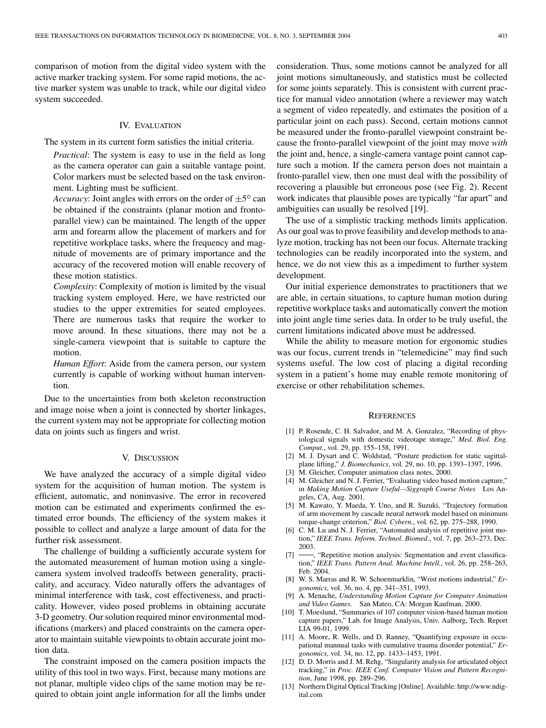comparison of motion from the digital video system with the active marker tracking system. For some rapid motions, the active marker system was unable to track, while our digital video system succeeded.

## IV. Evaluation

The system in its current form satisfies the initial criteria.

*Practical*: The system is easy to use in the field as long as the camera operator can gain a suitable vantage point. Color markers must be selected based on the task environment. Lighting must be sufficient.

*Accuracy*: Joint angles with errors on the order of $\pm 5^{\circ}$ can be obtained if the constraints (planar motion and fronto-parallel view) can be maintained. The length of the upper arm and forearm allow the placement of markers and for repetitive workplace tasks, where the frequency and magnitude of movements are of primary importance and the accuracy of the recovered motion will enable recovery of these motion statistics.

*Complexity*: Complexity of motion is limited by the visual tracking system employed. Here, we have restricted our studies to the upper extremities for seated employees. There are numerous tasks that require the worker to move around. In these situations, there may not be a single-camera viewpoint that is suitable to capture the motion.

*Human Effort*: Aside from the camera person, our system currently is capable of working without human intervention.

Due to the uncertainties from both skeleton reconstruction and image noise when a joint is connected by shorter linkages, the current system may not be appropriate for collecting motion data on joints such as fingers and wrist.

## V. Discussion

We have analyzed the accuracy of a simple digital video system for the acquisition of human motion. The system is efficient, automatic, and noninvasive. The error in recovered motion can be estimated and experiments confirmed the estimated error bounds. The efficiency of the system makes it possible to collect and analyze a large amount of data for the further risk assessment.

The challenge of building a sufficiently accurate system for the automated measurement of human motion using a single-camera system involved tradeoffs between generality, practicality, and accuracy. Video naturally offers the advantages of minimal interference with task, cost effectiveness, and practicality. However, video posed problems in obtaining accurate 3-D geometry. Our solution required minor environmental modifications (markers) and placed constraints on the camera operator to maintain suitable viewpoints to obtain accurate joint motion data.

The constraint imposed on the camera position impacts the utility of this tool in two ways. First, because many motions are not planar, multiple video clips of the same motion may be required to obtain joint angle information for all the limbs under consideration. Thus, some motions cannot be analyzed for all joint motions simultaneously, and statistics must be collected for some joints separately. This is consistent with current practice for manual video annotation (where a reviewer may watch a segment of video repeatedly, and estimates the position of a particular joint on each pass). Second, certain motions cannot be measured under the fronto-parallel viewpoint constraint because the fronto-parallel viewpoint of the joint may move *with* the joint and, hence, a single-camera vantage point cannot capture such a motion. If the camera person does not maintain a fronto-parallel view, then one must deal with the possibility of recovering a plausible but erroneous pose (see Fig. 2). Recent work indicates that plausible poses are typically "far apart" and ambiguities can usually be resolved [19].

The use of a simplistic tracking methods limits application. As our goal was to prove feasibility and develop methods to analyze motion, tracking has not been our focus. Alternate tracking technologies can be readily incorporated into the system, and hence, we do not view this as a impediment to further system development.

Our initial experience demonstrates to practitioners that we are able, in certain situations, to capture human motion during repetitive workplace tasks and automatically convert the motion into joint angle time series data. In order to be truly useful, the current limitations indicated above must be addressed.

While the ability to measure motion for ergonomic studies was our focus, current trends in "telemedicine" may find such systems useful. The low cost of placing a digital recording system in a patient's home may enable remote monitoring of exercise or other rehabilitation schemes.

## References

[1] P. Rosende, C. H. Salvador, and M. A. Gonzalez, "Recording of physiological signals with domestic videotape storage," *Med. Biol. Eng. Comput.*, vol. 29, pp. 155–158, 1991.

[2] M. J. Dysart and C. Woldstad, "Posture prediction for static sagittal-plane lifting," *J. Biomechanics*, vol. 29, no. 10, pp. 1393–1397, 1996.

[3] M. Gleicher, Computer animation class notes, 2000.

[4] M. Gleicher and N. J. Ferrier, "Evaluating video based motion capture," in *Making Motion Capture Useful—Siggraph Course Notes* Los Angeles, CA, Aug. 2001.

[5] M. Kawato, Y. Maeda, Y. Uno, and R. Suzuki, "Trajectory formation of arm movement by cascade neural network model based on minimum torque-change criterion," *Biol. Cybern.*, vol. 62, pp. 275–288, 1990.

[6] C. M. Lu and N. J. Ferrier, "Automated analysis of repetitive joint motion," *IEEE Trans. Inform. Technol. Biomed.*, vol. 7, pp. 263–273, Dec. 2003.

[7] ——, "Repetitive motion analysis: Segmentation and event classification," *IEEE Trans. Pattern Anal. Machine Intell.*, vol. 26, pp. 258–263, Feb. 2004.

[8] W. S. Marras and R. W. Schoenmarklin, "Wrist motions industrial," *Ergonomics*, vol. 36, no. 4, pp. 341–351, 1993.

[9] A. Menache, *Understanding Motion Capture for Computer Animation and Video Games*. San Mateo, CA: Morgan Kaufman, 2000.

[10] T. Moeslund, "Summaries of 107 computer vision-based human motion capture papers," Lab. for Image Analysis, Univ. Aalborg, Tech. Report LIA 99-01, 1999.

[11] A. Moore, R. Wells, and D. Ranney, "Quantifying exposure in occupational mannual tasks with cumulative trauma disorder potential," *Ergonomics*, vol. 34, no. 12, pp. 1433–1453, 1991.

[12] D. D. Morris and J. M. Rehg, "Singularity analysis for articulated object tracking," in *Proc. IEEE Conf. Computer Vision and Pattern Recognition*, June 1998, pp. 289–296.

[13] Northern Digital Optical Tracking [Online]. Available: http://www.ndigital.com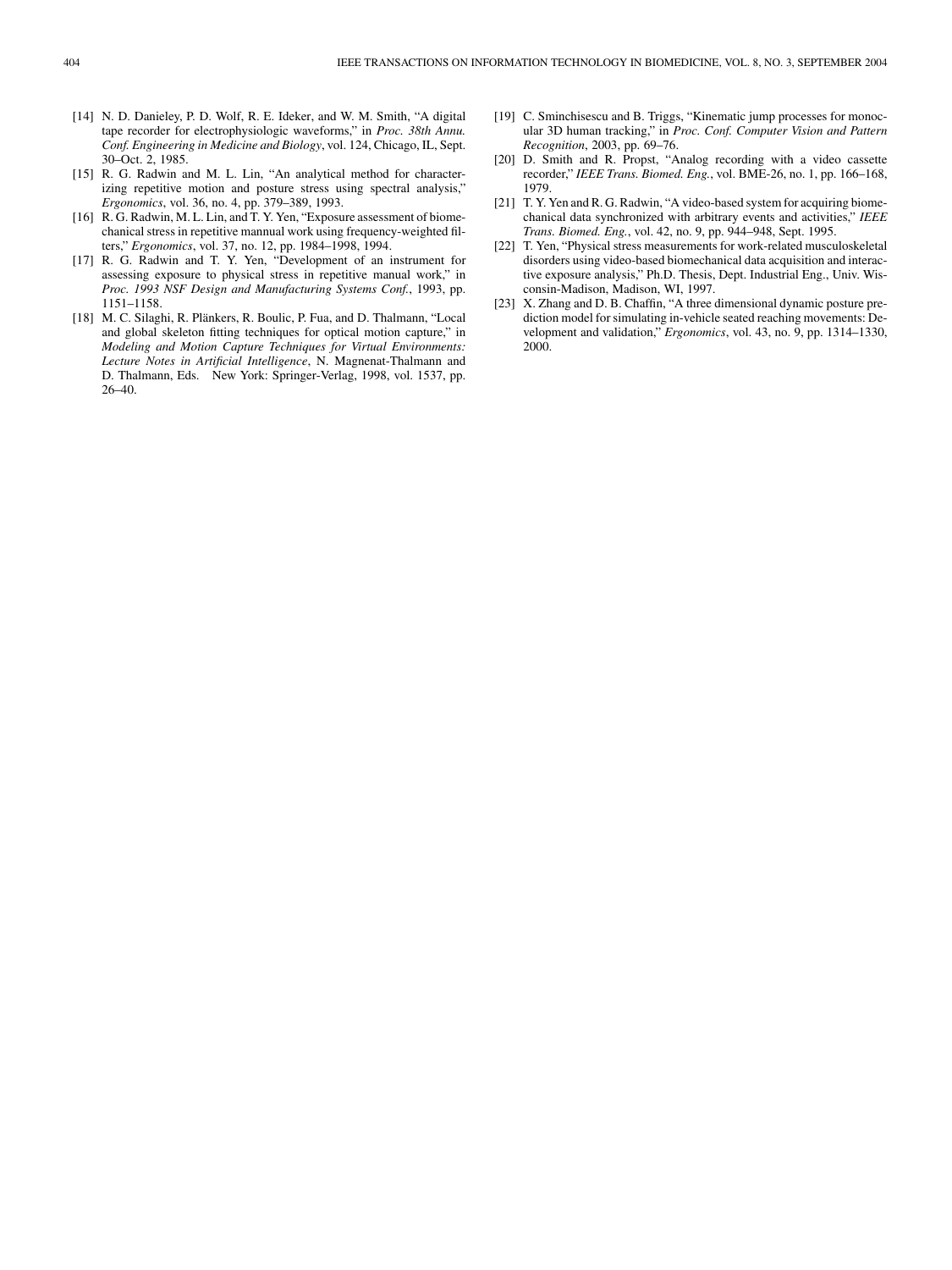[14] N. D. Danieley, P. D. Wolf, R. E. Ideker, and W. M. Smith, "A digital tape recorder for electrophysiologic waveforms," in *Proc. 38th Annu. Conf. Engineering in Medicine and Biology*, vol. 124, Chicago, IL, Sept. 30–Oct. 2, 1985.

[15] R. G. Radwin and M. L. Lin, "An analytical method for characterizing repetitive motion and posture stress using spectral analysis," *Ergonomics*, vol. 36, no. 4, pp. 379–389, 1993.

[16] R. G. Radwin, M. L. Lin, and T. Y. Yen, "Exposure assessment of biomechanical stress in repetitive mannual work using frequency-weighted filters," *Ergonomics*, vol. 37, no. 12, pp. 1984–1998, 1994.

[17] R. G. Radwin and T. Y. Yen, "Development of an instrument for assessing exposure to physical stress in repetitive manual work," in *Proc. 1993 NSF Design and Manufacturing Systems Conf.*, 1993, pp. 1151–1158.

[18] M. C. Silaghi, R. Plänkers, R. Boulic, P. Fua, and D. Thalmann, "Local and global skeleton fitting techniques for optical motion capture," in *Modeling and Motion Capture Techniques for Virtual Environments: Lecture Notes in Artificial Intelligence*, N. Magnenat-Thalmann and D. Thalmann, Eds. New York: Springer-Verlag, 1998, vol. 1537, pp. 26–40.

[19] C. Sminchisescu and B. Triggs, "Kinematic jump processes for monocular 3D human tracking," in *Proc. Conf. Computer Vision and Pattern Recognition*, 2003, pp. 69–76.

[20] D. Smith and R. Propst, "Analog recording with a video cassette recorder," *IEEE Trans. Biomed. Eng.*, vol. BME-26, no. 1, pp. 166–168, 1979.

[21] T. Y. Yen and R. G. Radwin, "A video-based system for acquiring biomechanical data synchronized with arbitrary events and activities," *IEEE Trans. Biomed. Eng.*, vol. 42, no. 9, pp. 944–948, Sept. 1995.

[22] T. Yen, "Physical stress measurements for work-related musculoskeletal disorders using video-based biomechanical data acquisition and interactive exposure analysis," Ph.D. Thesis, Dept. Industrial Eng., Univ. Wisconsin-Madison, Madison, WI, 1997.

[23] X. Zhang and D. B. Chaffin, "A three dimensional dynamic posture prediction model for simulating in-vehicle seated reaching movements: Development and validation," *Ergonomics*, vol. 43, no. 9, pp. 1314–1330, 2000.